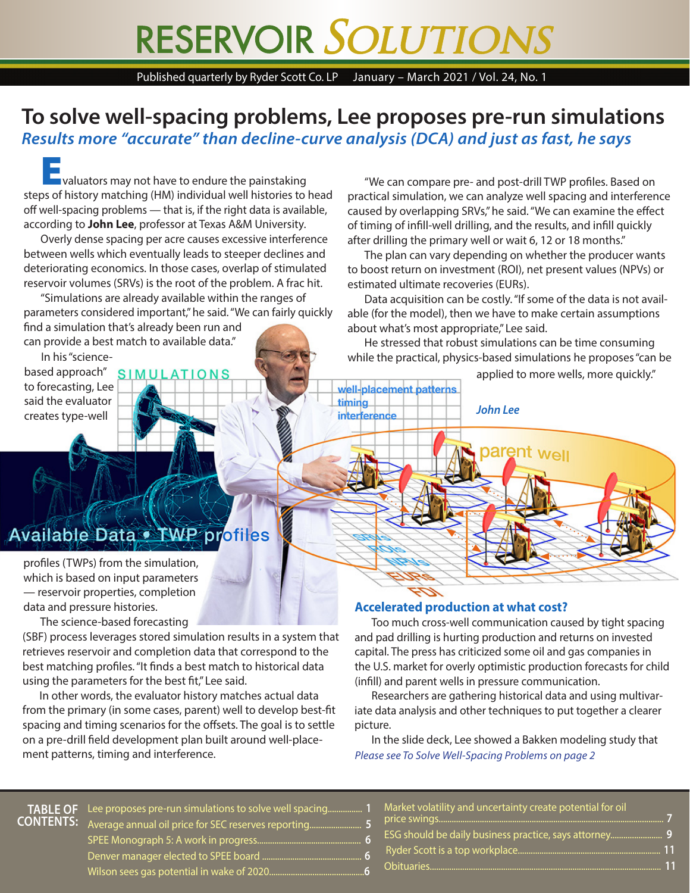# RESERVOIR SOLUTIONS

Published quarterly by Ryder Scott Co. LP January – March 2021 / Vol. 24, No. 1

## To solve well-spacing problems, Lee proposes pre-run simulations

### *Results more "accurate" than decline-curve analysis (DCA) and just as fast, he says*

Evaluators may not have to endure the painstaking steps of history matching (HM) individual well histories to head off well-spacing problems — that is, if the right data is available, according to **John Lee**, professor at Texas A&M University.

Overly dense spacing per acre causes excessive interference between wells which eventually leads to steeper declines and deteriorating economics. In those cases, overlap of stimulated reservoir volumes (SRVs) is the root of the problem. A frac hit.

"Simulations are already available within the ranges of parameters considered important," he said. "We can fairly quickly find a simulation that's already been run and can provide a best match to available data."

In his "science-based approach" to forecasting, Lee said the evaluator creates type-well profiles (TWPs) from the simulation, which is based on input parameters — reservoir properties, completion data and pressure histories.

The science-based forecasting (SBF) process leverages stored simulation results in a system that retrieves reservoir and completion data that correspond to the best matching profiles. "It finds a best match to historical data using the parameters for the best fit," Lee said.

In other words, the evaluator history matches actual data from the primary (in some cases, parent) well to develop best-fit spacing and timing scenarios for the offsets. The goal is to settle on a pre-drill field development plan built around well-placement patterns, timing and interference.

"We can compare pre- and post-drill TWP profiles. Based on practical simulation, we can analyze well spacing and interference caused by overlapping SRVs," he said. "We can examine the effect of timing of infill-well drilling, and the results, and infill quickly after drilling the primary well or wait 6, 12 or 18 months."

The plan can vary depending on whether the producer wants to boost return on investment (ROI), net present values (NPVs) or estimated ultimate recoveries (EURs).

Data acquisition can be costly. "If some of the data is not available (for the model), then we have to make certain assumptions about what's most appropriate," Lee said.

He stressed that robust simulations can be time consuming while the practical, physics-based simulations he proposes "can be applied to more wells, more quickly."

*John Lee*

### Accelerated production at what cost?

Too much cross-well communication caused by tight spacing and pad drilling is hurting production and returns on invested capital. The press has criticized some oil and gas companies in the U.S. market for overly optimistic production forecasts for child (infill) and parent wells in pressure communication.

Researchers are gathering historical data and using multivariate data analysis and other techniques to put together a clearer picture.

In the slide deck, Lee showed a Bakken modeling study that

*Please see To Solve Well-Spacing Problems on page 2*

**TABLE OF CONTENTS:**

- Lee proposes pre-run simulations to solve well spacing ........ 1
- Average annual oil price for SEC reserves reporting ........ 5
- SPEE Monograph 5: A work in progress ........ 6
- Denver manager elected to SPEE board ........ 6
- Wilson sees gas potential in wake of 2020 ........ 6
- Market volatility and uncertainty create potential for oil price swings ........ 7
- ESG should be daily business practice, says attorney ........ 9
- Ryder Scott is a top workplace ........ 11
- Obituaries ........ 11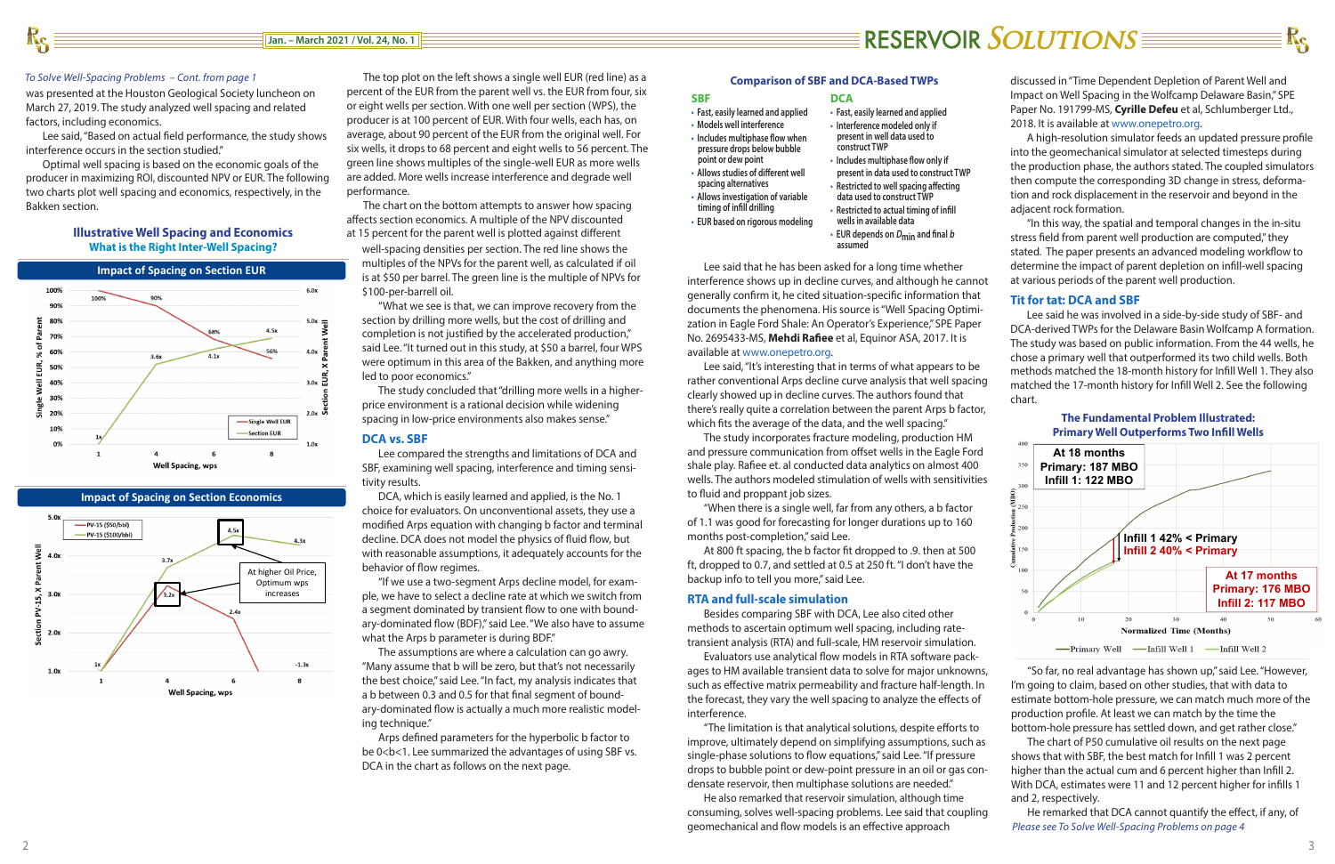*To Solve Well-Spacing Problems – Cont. from page 1*

was presented at the Houston Geological Society luncheon on March 27, 2019. The study analyzed well spacing and related factors, including economics.

Lee said, "Based on actual field performance, the study shows interference occurs in the section studied."

Optimal well spacing is based on the economic goals of the producer in maximizing ROI, discounted NPV or EUR. The following two charts plot well spacing and economics, respectively, in the Bakken section.

### Illustrative Well Spacing and Economics
**What is the Right Inter-Well Spacing?**

**Impact of Spacing on Section EUR**

**Impact of Spacing on Section Economics**

The top plot on the left shows a single well EUR (red line) as a percent of the EUR from the parent well vs. the EUR from four, six or eight wells per section. With one well per section (WPS), the producer is at 100 percent of EUR. With four wells, each has, on average, about 90 percent of the EUR from the original well. For six wells, it drops to 68 percent and eight wells to 56 percent. The green line shows multiples of the single-well EUR as more wells are added. More wells increase interference and degrade well performance.

The chart on the bottom attempts to answer how spacing affects section economics. A multiple of the NPV discounted at 15 percent for the parent well is plotted against different well-spacing densities per section. The red line shows the multiples of the NPVs for the parent well, as calculated if oil is at $50 per barrel. The green line is the multiple of NPVs for $100-per-barrel oil.

"What we see is that, we can improve recovery from the section by drilling more wells, but the cost of drilling and completion is not justified by the accelerated production," said Lee. "It turned out in this study, at $50 a barrel, four WPS were optimum in this area of the Bakken, and anything more led to poor economics."

The study concluded that "drilling more wells in a higher-price environment is a rational decision while widening spacing in low-price environments also makes sense."

## DCA vs. SBF

Lee compared the strengths and limitations of DCA and SBF, examining well spacing, interference and timing sensitivity results.

DCA, which is easily learned and applied, is the No. 1 choice for evaluators. On unconventional assets, they use a modified Arps equation with changing b factor and terminal decline. DCA does not model the physics of fluid flow, but with reasonable assumptions, it adequately accounts for the behavior of flow regimes.

"If we use a two-segment Arps decline model, for example, we have to select a decline rate at which we switch from a segment dominated by transient flow to one with boundary-dominated flow (BDF)," said Lee. "We also have to assume what the Arps b parameter is during BDF."

The assumptions are where a calculation can go awry. "Many assume that b will be zero, but that's not necessarily the best choice," said Lee. "In fact, my analysis indicates that a b between 0.3 and 0.5 for that final segment of boundary-dominated flow is actually a much more realistic modeling technique."

Arps defined parameters for the hyperbolic b factor to be $0<b<1$. Lee summarized the advantages of using SBF vs. DCA in the chart as follows on the next page.

### Comparison of SBF and DCA-Based TWPs

| SBF | DCA |
|---|---|
| Fast, easily learned and applied | Fast, easily learned and applied |
| Models well interference | Interference modeled only if present in well data used to construct TWP |
| Includes multiphase flow when pressure drops below bubble point or dew point | Includes multiphase flow only if present in data used to construct TWP |
| Allows studies of different well spacing alternatives | Restricted to well spacing affecting data used to construct TWP |
| Allows investigation of variable timing of infill drilling | Restricted to actual timing of infill wells in available data |
| EUR based on rigorous modeling | EUR depends on $D_{min}$ and final $b$ assumed |

Lee said that he has been asked for a long time whether interference shows up in decline curves, and although he cannot generally confirm it, he cited situation-specific information that documents the phenomena. His source is "Well Spacing Optimization in Eagle Ford Shale: An Operator's Experience," SPE Paper No. 2695433-MS, **Mehdi Rafiee** et al, Equinor ASA, 2017. It is available at www.onepetro.org.

Lee said, "It's interesting that in terms of what appears to be rather conventional Arps decline curve analysis that well spacing clearly showed up in decline curves. The authors found that there's really quite a correlation between the parent Arps b factor, which fits the average of the data, and the well spacing."

The study incorporates fracture modeling, production HM and pressure communication from offset wells in the Eagle Ford shale play. Rafiee et. al conducted data analytics on almost 400 wells. The authors modeled stimulation of wells with sensitivities to fluid and proppant job sizes.

"When there is a single well, far from any others, a b factor of 1.1 was good for forecasting for longer durations up to 160 months post-completion," said Lee.

At 800 ft spacing, the b factor fit dropped to .9. then at 500 ft, dropped to 0.7, and settled at 0.5 at 250 ft. "I don't have the backup info to tell you more," said Lee.

## RTA and full-scale simulation

Besides comparing SBF with DCA, Lee also cited other methods to ascertain optimum well spacing, including rate-transient analysis (RTA) and full-scale, HM reservoir simulation.

Evaluators use analytical flow models in RTA software packages to HM available transient data to solve for major unknowns, such as effective matrix permeability and fracture half-length. In the forecast, they vary the well spacing to analyze the effects of interference.

"The limitation is that analytical solutions, despite efforts to improve, ultimately depend on simplifying assumptions, such as single-phase solutions to flow equations," said Lee. "If pressure drops to bubble point or dew-point pressure in an oil or gas condensate reservoir, then multiphase solutions are needed."

He also remarked that reservoir simulation, although time consuming, solves well-spacing problems. Lee said that coupling geomechanical and flow models is an effective approach discussed in "Time Dependent Depletion of Parent Well and Impact on Well Spacing in the Wolfcamp Delaware Basin," SPE Paper No. 191799-MS, **Cyrille Defeu** et al, Schlumberger Ltd., 2018. It is available at www.onepetro.org.

A high-resolution simulator feeds an updated pressure profile into the geomechanical simulator at selected timesteps during the production phase, the authors stated. The coupled simulators then compute the corresponding 3D change in stress, deformation and rock displacement in the reservoir and beyond in the adjacent rock formation.

"In this way, the spatial and temporal changes in the in-situ stress field from parent well production are computed," they stated. The paper presents an advanced modeling workflow to determine the impact of parent depletion on infill-well spacing at various periods of the parent well production.

## Tit for tat: DCA and SBF

Lee said he was involved in a side-by-side study of SBF- and DCA-derived TWPs for the Delaware Basin Wolfcamp A formation. The study was based on public information. From the 44 wells, he chose a primary well that outperformed its two child wells. Both methods matched the 18-month history for Infill Well 1. They also matched the 17-month history for Infill Well 2. See the following chart.

### The Fundamental Problem Illustrated: Primary Well Outperforms Two Infill Wells

"So far, no real advantage has shown up," said Lee. "However, I'm going to claim, based on other studies, that with data to estimate bottom-hole pressure, we can match much more of the production profile. At least we can match by the time the bottom-hole pressure has settled down, and get rather close."

The chart of P50 cumulative oil results on the next page shows that with SBF, the best match for Infill 1 was 2 percent higher than the actual cum and 6 percent higher than Infill 2. With DCA, estimates were 11 and 12 percent higher for infills 1 and 2, respectively.

He remarked that DCA cannot quantify the effect, if any, of

*Please see To Solve Well-Spacing Problems on page 4*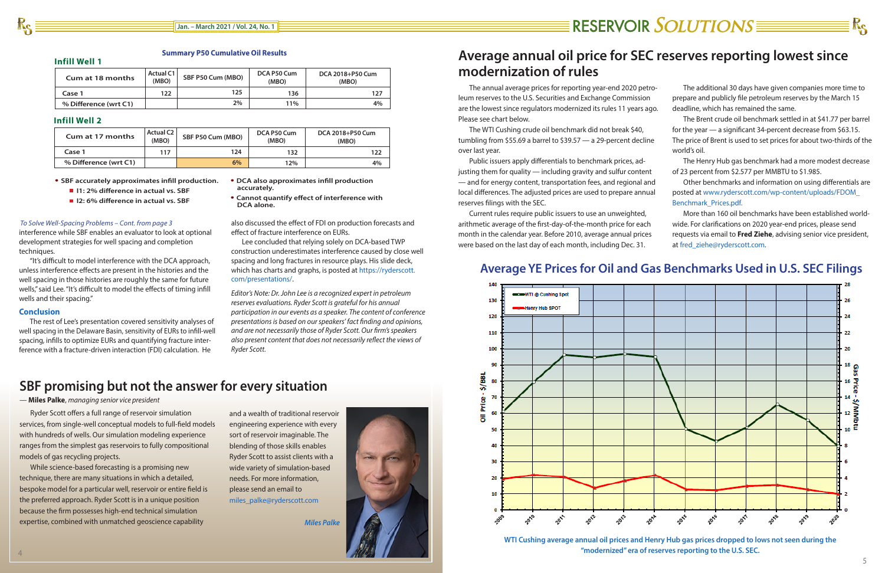**Summary P50 Cumulative Oil Results**

### Infill Well 1

| Cum at 18 months | Actual C1 (MBO) | SBF P50 Cum (MBO) | DCA P50 Cum (MBO) | DCA 2018+P50 Cum (MBO) |
|---|---|---|---|---|
| Case 1 | 122 | 125 | 136 | 127 |
| % Difference (wrt C1) | | 2% | 11% | 4% |

### Infill Well 2

| Cum at 17 months | Actual C2 (MBO) | SBF P50 Cum (MBO) | DCA P50 Cum (MBO) | DCA 2018+P50 Cum (MBO) |
|---|---|---|---|---|
| Case 1 | 117 | 124 | 132 | 122 |
| % Difference (wrt C1) | | 6% | 12% | 4% |

- **SBF accurately approximates infill production.**
  - **I1: 2% difference in actual vs. SBF**
  - **I2: 6% difference in actual vs. SBF**
- **DCA also approximates infill production accurately.**
- **Cannot quantify effect of interference with DCA alone.**

*To Solve Well-Spacing Problems – Cont. from page 3*

interference while SBF enables an evaluator to look at optional development strategies for well spacing and completion techniques.

"It's difficult to model interference with the DCA approach, unless interference effects are present in the histories and the well spacing in those histories are roughly the same for future wells," said Lee. "It's difficult to model the effects of timing infill wells and their spacing."

### Conclusion

The rest of Lee's presentation covered sensitivity analyses of well spacing in the Delaware Basin, sensitivity of EURs to infill-well spacing, infills to optimize EURs and quantifying fracture interference with a fracture-driven interaction (FDI) calculation. He also discussed the effect of FDI on production forecasts and effect of fracture interference on EURs.

Lee concluded that relying solely on DCA-based TWP construction underestimates interference caused by close well spacing and long fractures in resource plays. His slide deck, which has charts and graphs, is posted at https://ryderscott.com/presentations/.

*Editor's Note: Dr. John Lee is a recognized expert in petroleum reserves evaluations. Ryder Scott is grateful for his annual participation in our events as a speaker. The content of conference presentations is based on our speakers' fact finding and opinions, and are not necessarily those of Ryder Scott. Our firm's speakers also present content that does not necessarily reflect the views of Ryder Scott.*

## SBF promising but not the answer for every situation

— **Miles Palke**, *managing senior vice president*

Ryder Scott offers a full range of reservoir simulation services, from single-well conceptual models to full-field models with hundreds of wells. Our simulation modeling experience ranges from the simplest gas reservoirs to fully compositional models of gas recycling projects.

While science-based forecasting is a promising new technique, there are many situations in which a detailed, bespoke model for a particular well, reservoir or entire field is the preferred approach. Ryder Scott is in a unique position because the firm possesses high-end technical simulation expertise, combined with unmatched geoscience capability and a wealth of traditional reservoir engineering experience with every sort of reservoir imaginable. The blending of those skills enables Ryder Scott to assist clients with a wide variety of simulation-based needs. For more information, please send an email to miles_palke@ryderscott.com

*Miles Palke*

## Average annual oil price for SEC reserves reporting lowest since modernization of rules

The annual average prices for reporting year-end 2020 petroleum reserves to the U.S. Securities and Exchange Commission are the lowest since regulators modernized its rules 11 years ago. Please see chart below.

The WTI Cushing crude oil benchmark did not break $40, tumbling from $55.69 a barrel to $39.57 — a 29-percent decline over last year.

Public issuers apply differentials to benchmark prices, adjusting them for quality — including gravity and sulfur content — and for energy content, transportation fees, and regional and local differences. The adjusted prices are used to prepare annual reserves filings with the SEC.

Current rules require public issuers to use an unweighted, arithmetic average of the first-day-of-the-month price for each month in the calendar year. Before 2010, average annual prices were based on the last day of each month, including Dec. 31.

The additional 30 days have given companies more time to prepare and publicly file petroleum reserves by the March 15 deadline, which has remained the same.

The Brent crude oil benchmark settled in at $41.77 per barrel for the year — a significant 34-percent decrease from $63.15. The price of Brent is used to set prices for about two-thirds of the world's oil.

The Henry Hub gas benchmark had a more modest decrease of 23 percent from $2.577 per MMBTU to $1.985.

Other benchmarks and information on using differentials are posted at www.ryderscott.com/wp-content/uploads/FDOM_Benchmark_Prices.pdf.

More than 160 oil benchmarks have been established worldwide. For clarifications on 2020 year-end prices, please send requests via email to **Fred Ziehe**, advising senior vice president, at fred_ziehe@ryderscott.com.

### Average YE Prices for Oil and Gas Benchmarks Used in U.S. SEC Filings

WTI @ Cushing Spot
Henry Hub SPOT
Oil Price - $/BBL
Gas Price - $/MMbtu
0, 10, 20, 30, 40, 50, 60, 70, 80, 90, 100, 110, 120, 130, 140
0, 2, 4, 6, 8, 10, 12, 14, 16, 18, 20, 22, 24, 26, 28
2009, 2010, 2011, 2012, 2013, 2014, 2015, 2016, 2017, 2018, 2019, 2020

**WTI Cushing average annual oil prices and Henry Hub gas prices dropped to lows not seen during the "modernized" era of reserves reporting to the U.S. SEC.**